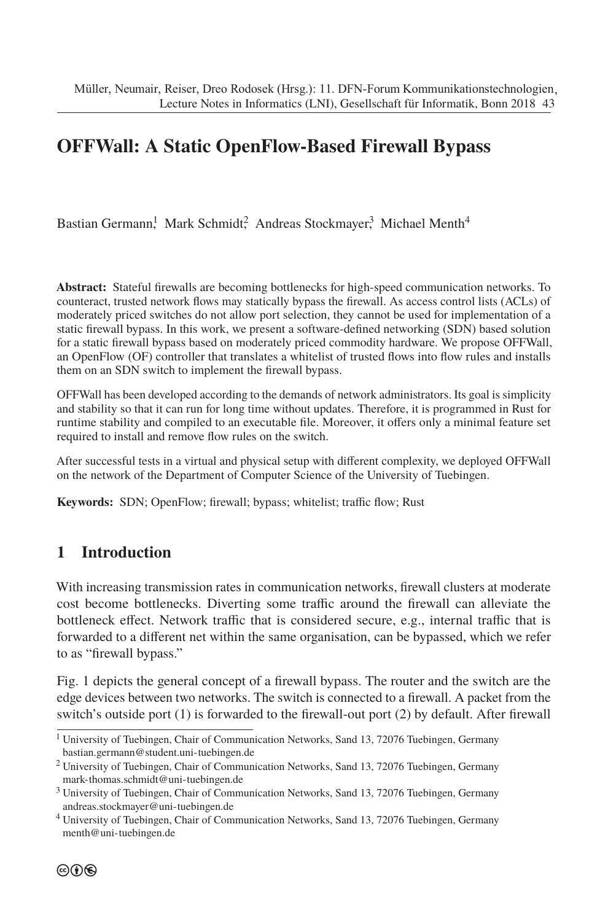# OFFWall: A Static OpenFlow-Based Firewall Bypass

Bastian Germann[1], Mark Schmidt[2], Andreas Stockmayer[3], Michael Menth[4]

**Abstract:** Stateful firewalls are becoming bottlenecks for high-speed communication networks. To counteract, trusted network flows may statically bypass the firewall. As access control lists (ACLs) of moderately priced switches do not allow port selection, they cannot be used for implementation of a static firewall bypass. In this work, we present a software-defined networking (SDN) based solution for a static firewall bypass based on moderately priced commodity hardware. We propose OFFWall, an OpenFlow (OF) controller that translates a whitelist of trusted flows into flow rules and installs them on an SDN switch to implement the firewall bypass.

OFFWall has been developed according to the demands of network administrators. Its goal is simplicity and stability so that it can run for long time without updates. Therefore, it is programmed in Rust for runtime stability and compiled to an executable file. Moreover, it offers only a minimal feature set required to install and remove flow rules on the switch.

After successful tests in a virtual and physical setup with different complexity, we deployed OFFWall on the network of the Department of Computer Science of the University of Tuebingen.

**Keywords:** SDN; OpenFlow; firewall; bypass; whitelist; traffic flow; Rust

## 1 Introduction

With increasing transmission rates in communication networks, firewall clusters at moderate cost become bottlenecks. Diverting some traffic around the firewall can alleviate the bottleneck effect. Network traffic that is considered secure, e.g., internal traffic that is forwarded to a different net within the same organisation, can be bypassed, which we refer to as "firewall bypass."

Fig. 1 depicts the general concept of a firewall bypass. The router and the switch are the edge devices between two networks. The switch is connected to a firewall. A packet from the switch's outside port (1) is forwarded to the firewall-out port (2) by default. After firewall

---

[1] University of Tuebingen, Chair of Communication Networks, Sand 13, 72076 Tuebingen, Germany bastian.germann@student.uni-tuebingen.de

[2] University of Tuebingen, Chair of Communication Networks, Sand 13, 72076 Tuebingen, Germany mark-thomas.schmidt@uni-tuebingen.de

[3] University of Tuebingen, Chair of Communication Networks, Sand 13, 72076 Tuebingen, Germany andreas.stockmayer@uni-tuebingen.de

[4] University of Tuebingen, Chair of Communication Networks, Sand 13, 72076 Tuebingen, Germany menth@uni-tuebingen.de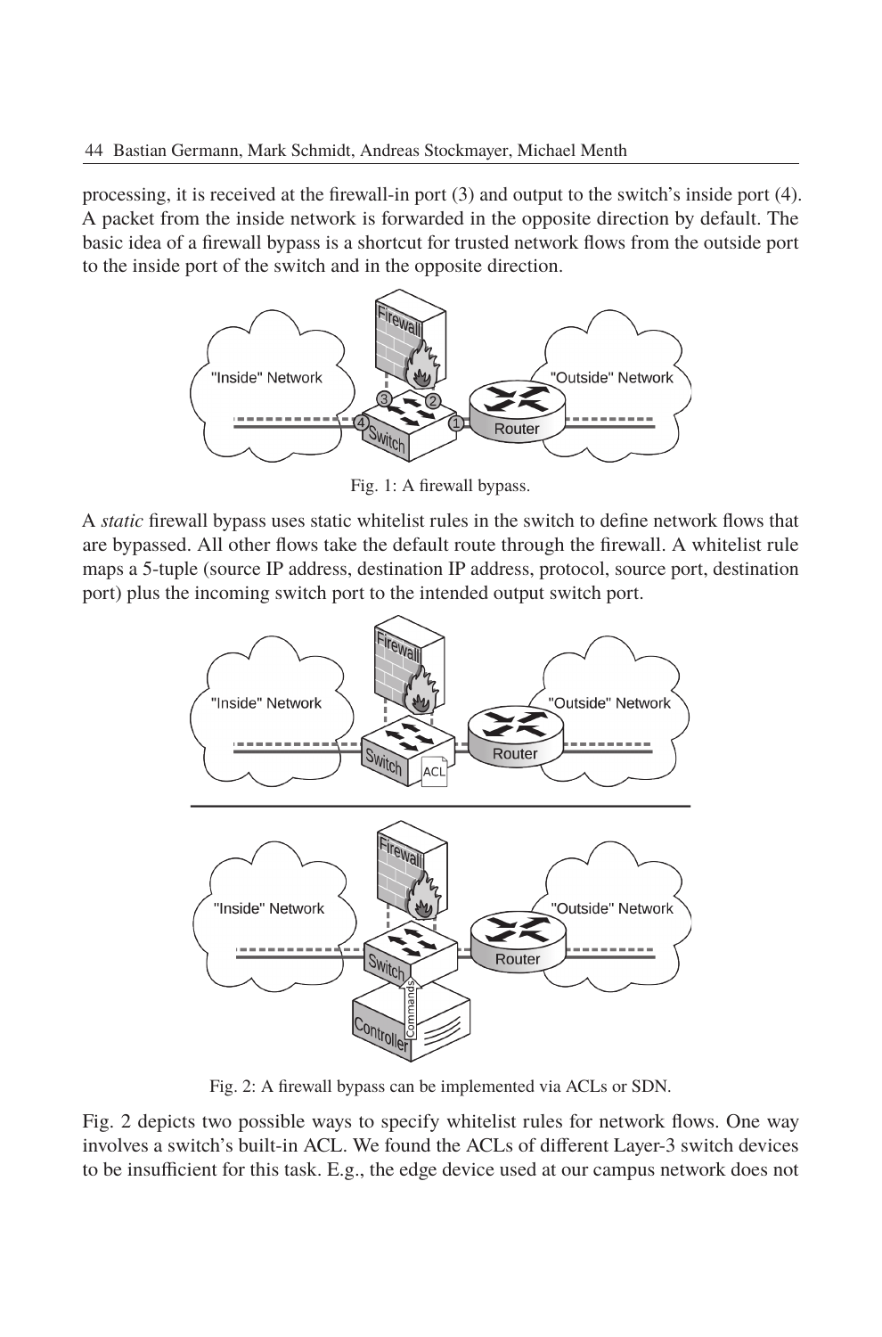processing, it is received at the firewall-in port (3) and output to the switch's inside port (4). A packet from the inside network is forwarded in the opposite direction by default. The basic idea of a firewall bypass is a shortcut for trusted network flows from the outside port to the inside port of the switch and in the opposite direction.

Fig. 1: A firewall bypass.

A *static* firewall bypass uses static whitelist rules in the switch to define network flows that are bypassed. All other flows take the default route through the firewall. A whitelist rule maps a 5-tuple (source IP address, destination IP address, protocol, source port, destination port) plus the incoming switch port to the intended output switch port.

Fig. 2: A firewall bypass can be implemented via ACLs or SDN.

Fig. 2 depicts two possible ways to specify whitelist rules for network flows. One way involves a switch's built-in ACL. We found the ACLs of different Layer-3 switch devices to be insufficient for this task. E.g., the edge device used at our campus network does not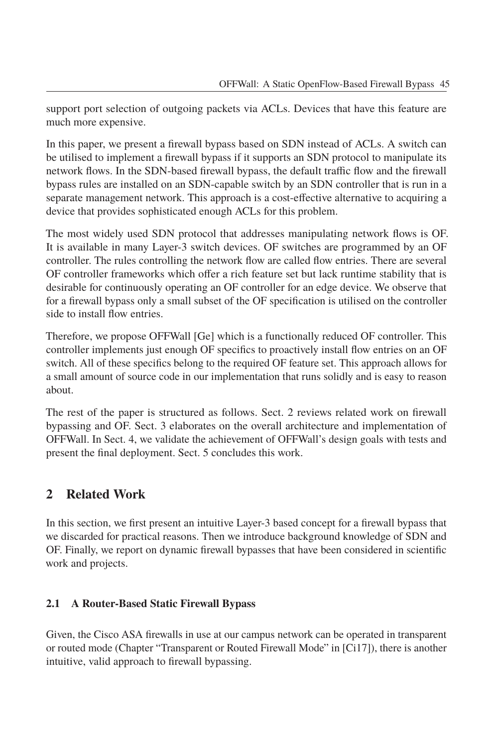support port selection of outgoing packets via ACLs. Devices that have this feature are much more expensive.

In this paper, we present a firewall bypass based on SDN instead of ACLs. A switch can be utilised to implement a firewall bypass if it supports an SDN protocol to manipulate its network flows. In the SDN-based firewall bypass, the default traffic flow and the firewall bypass rules are installed on an SDN-capable switch by an SDN controller that is run in a separate management network. This approach is a cost-effective alternative to acquiring a device that provides sophisticated enough ACLs for this problem.

The most widely used SDN protocol that addresses manipulating network flows is OF. It is available in many Layer-3 switch devices. OF switches are programmed by an OF controller. The rules controlling the network flow are called flow entries. There are several OF controller frameworks which offer a rich feature set but lack runtime stability that is desirable for continuously operating an OF controller for an edge device. We observe that for a firewall bypass only a small subset of the OF specification is utilised on the controller side to install flow entries.

Therefore, we propose OFFWall [Ge] which is a functionally reduced OF controller. This controller implements just enough OF specifics to proactively install flow entries on an OF switch. All of these specifics belong to the required OF feature set. This approach allows for a small amount of source code in our implementation that runs solidly and is easy to reason about.

The rest of the paper is structured as follows. Sect. 2 reviews related work on firewall bypassing and OF. Sect. 3 elaborates on the overall architecture and implementation of OFFWall. In Sect. 4, we validate the achievement of OFFWall's design goals with tests and present the final deployment. Sect. 5 concludes this work.

## 2 Related Work

In this section, we first present an intuitive Layer-3 based concept for a firewall bypass that we discarded for practical reasons. Then we introduce background knowledge of SDN and OF. Finally, we report on dynamic firewall bypasses that have been considered in scientific work and projects.

### 2.1 A Router-Based Static Firewall Bypass

Given, the Cisco ASA firewalls in use at our campus network can be operated in transparent or routed mode (Chapter "Transparent or Routed Firewall Mode" in [Ci17]), there is another intuitive, valid approach to firewall bypassing.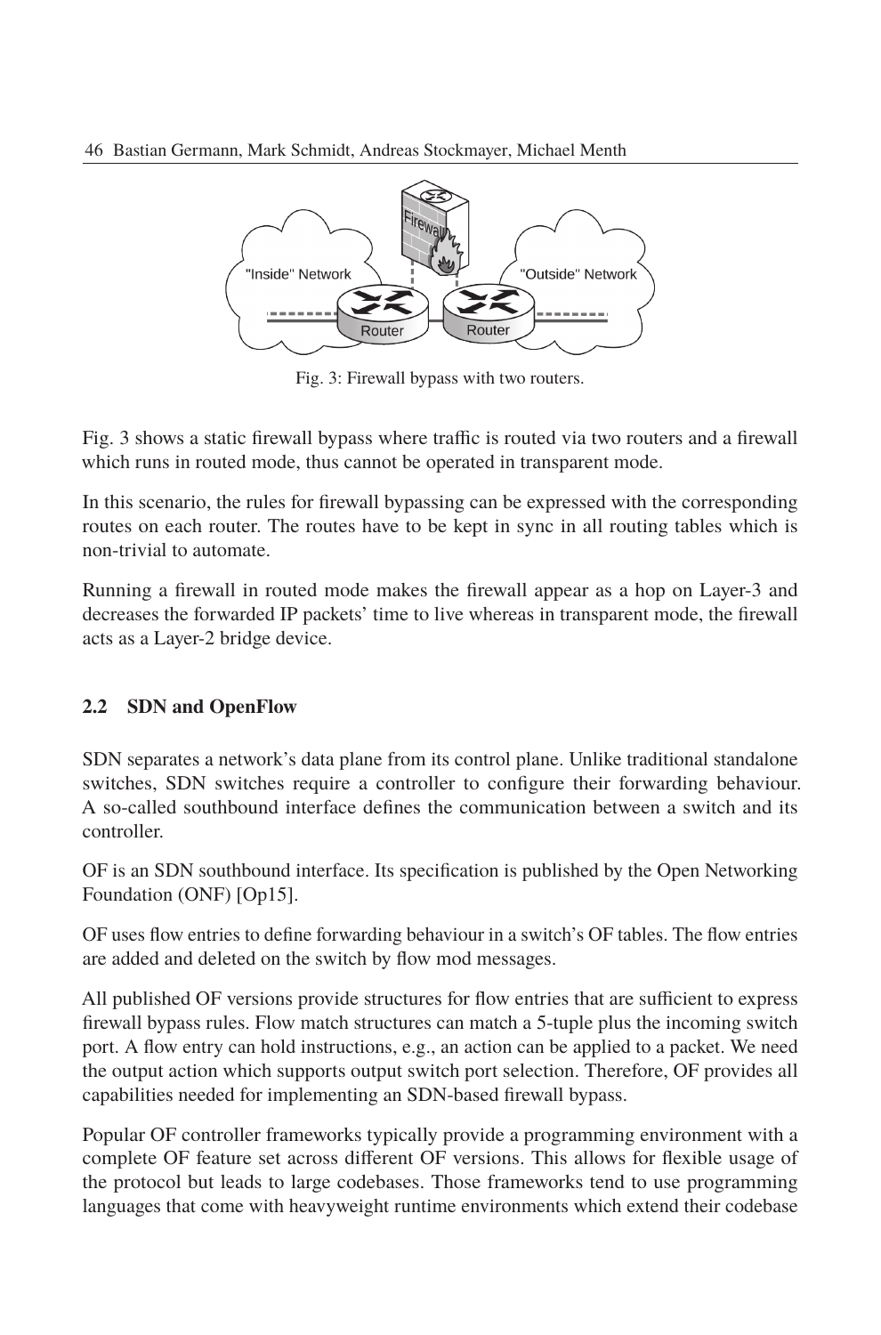Fig. 3: Firewall bypass with two routers.

Fig. 3 shows a static firewall bypass where traffic is routed via two routers and a firewall which runs in routed mode, thus cannot be operated in transparent mode.

In this scenario, the rules for firewall bypassing can be expressed with the corresponding routes on each router. The routes have to be kept in sync in all routing tables which is non-trivial to automate.

Running a firewall in routed mode makes the firewall appear as a hop on Layer-3 and decreases the forwarded IP packets' time to live whereas in transparent mode, the firewall acts as a Layer-2 bridge device.

### 2.2 SDN and OpenFlow

SDN separates a network's data plane from its control plane. Unlike traditional standalone switches, SDN switches require a controller to configure their forwarding behaviour. A so-called southbound interface defines the communication between a switch and its controller.

OF is an SDN southbound interface. Its specification is published by the Open Networking Foundation (ONF) [Op15].

OF uses flow entries to define forwarding behaviour in a switch's OF tables. The flow entries are added and deleted on the switch by flow mod messages.

All published OF versions provide structures for flow entries that are sufficient to express firewall bypass rules. Flow match structures can match a 5-tuple plus the incoming switch port. A flow entry can hold instructions, e.g., an action can be applied to a packet. We need the output action which supports output switch port selection. Therefore, OF provides all capabilities needed for implementing an SDN-based firewall bypass.

Popular OF controller frameworks typically provide a programming environment with a complete OF feature set across different OF versions. This allows for flexible usage of the protocol but leads to large codebases. Those frameworks tend to use programming languages that come with heavyweight runtime environments which extend their codebase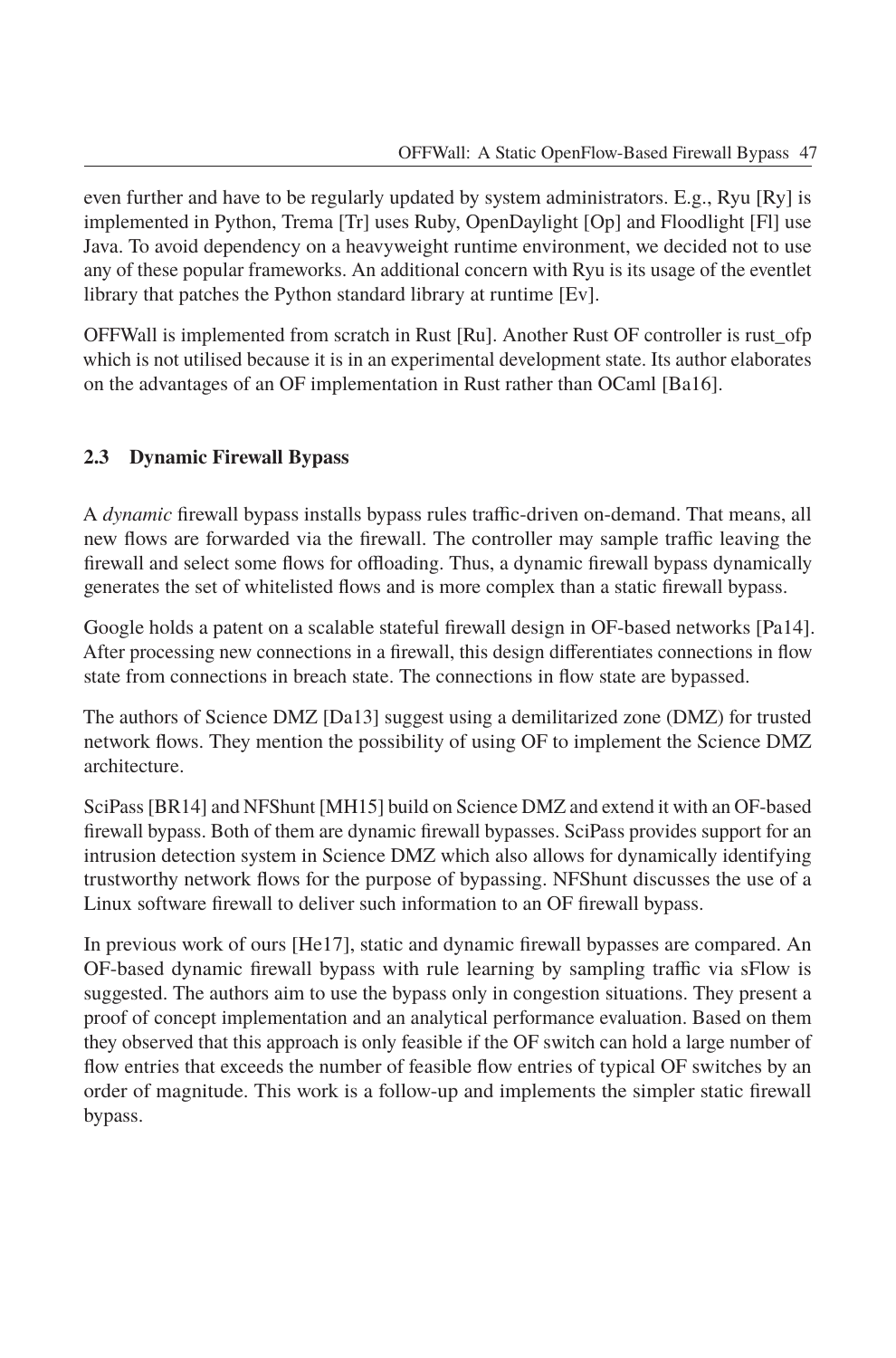even further and have to be regularly updated by system administrators. E.g., Ryu [Ry] is implemented in Python, Trema [Tr] uses Ruby, OpenDaylight [Op] and Floodlight [Fl] use Java. To avoid dependency on a heavyweight runtime environment, we decided not to use any of these popular frameworks. An additional concern with Ryu is its usage of the eventlet library that patches the Python standard library at runtime [Ev].

OFFWall is implemented from scratch in Rust [Ru]. Another Rust OF controller is rust_ofp which is not utilised because it is in an experimental development state. Its author elaborates on the advantages of an OF implementation in Rust rather than OCaml [Ba16].

### 2.3 Dynamic Firewall Bypass

A *dynamic* firewall bypass installs bypass rules traffic-driven on-demand. That means, all new flows are forwarded via the firewall. The controller may sample traffic leaving the firewall and select some flows for offloading. Thus, a dynamic firewall bypass dynamically generates the set of whitelisted flows and is more complex than a static firewall bypass.

Google holds a patent on a scalable stateful firewall design in OF-based networks [Pa14]. After processing new connections in a firewall, this design differentiates connections in flow state from connections in breach state. The connections in flow state are bypassed.

The authors of Science DMZ [Da13] suggest using a demilitarized zone (DMZ) for trusted network flows. They mention the possibility of using OF to implement the Science DMZ architecture.

SciPass [BR14] and NFShunt [MH15] build on Science DMZ and extend it with an OF-based firewall bypass. Both of them are dynamic firewall bypasses. SciPass provides support for an intrusion detection system in Science DMZ which also allows for dynamically identifying trustworthy network flows for the purpose of bypassing. NFShunt discusses the use of a Linux software firewall to deliver such information to an OF firewall bypass.

In previous work of ours [He17], static and dynamic firewall bypasses are compared. An OF-based dynamic firewall bypass with rule learning by sampling traffic via sFlow is suggested. The authors aim to use the bypass only in congestion situations. They present a proof of concept implementation and an analytical performance evaluation. Based on them they observed that this approach is only feasible if the OF switch can hold a large number of flow entries that exceeds the number of feasible flow entries of typical OF switches by an order of magnitude. This work is a follow-up and implements the simpler static firewall bypass.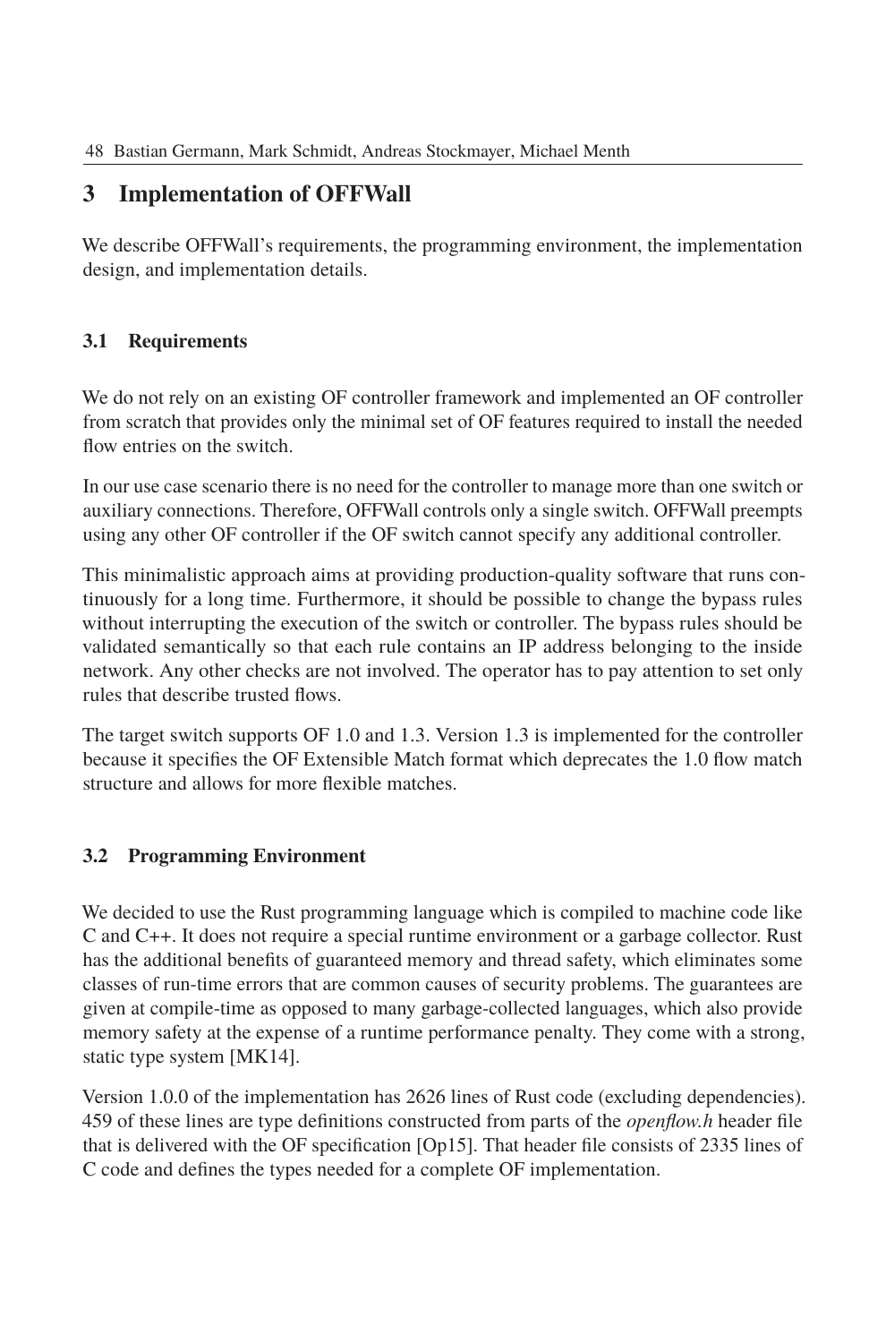## 3 Implementation of OFFWall

We describe OFFWall's requirements, the programming environment, the implementation design, and implementation details.

### 3.1 Requirements

We do not rely on an existing OF controller framework and implemented an OF controller from scratch that provides only the minimal set of OF features required to install the needed flow entries on the switch.

In our use case scenario there is no need for the controller to manage more than one switch or auxiliary connections. Therefore, OFFWall controls only a single switch. OFFWall preempts using any other OF controller if the OF switch cannot specify any additional controller.

This minimalistic approach aims at providing production-quality software that runs continuously for a long time. Furthermore, it should be possible to change the bypass rules without interrupting the execution of the switch or controller. The bypass rules should be validated semantically so that each rule contains an IP address belonging to the inside network. Any other checks are not involved. The operator has to pay attention to set only rules that describe trusted flows.

The target switch supports OF 1.0 and 1.3. Version 1.3 is implemented for the controller because it specifies the OF Extensible Match format which deprecates the 1.0 flow match structure and allows for more flexible matches.

### 3.2 Programming Environment

We decided to use the Rust programming language which is compiled to machine code like C and C++. It does not require a special runtime environment or a garbage collector. Rust has the additional benefits of guaranteed memory and thread safety, which eliminates some classes of run-time errors that are common causes of security problems. The guarantees are given at compile-time as opposed to many garbage-collected languages, which also provide memory safety at the expense of a runtime performance penalty. They come with a strong, static type system [MK14].

Version 1.0.0 of the implementation has 2626 lines of Rust code (excluding dependencies). 459 of these lines are type definitions constructed from parts of the *openflow.h* header file that is delivered with the OF specification [Op15]. That header file consists of 2335 lines of C code and defines the types needed for a complete OF implementation.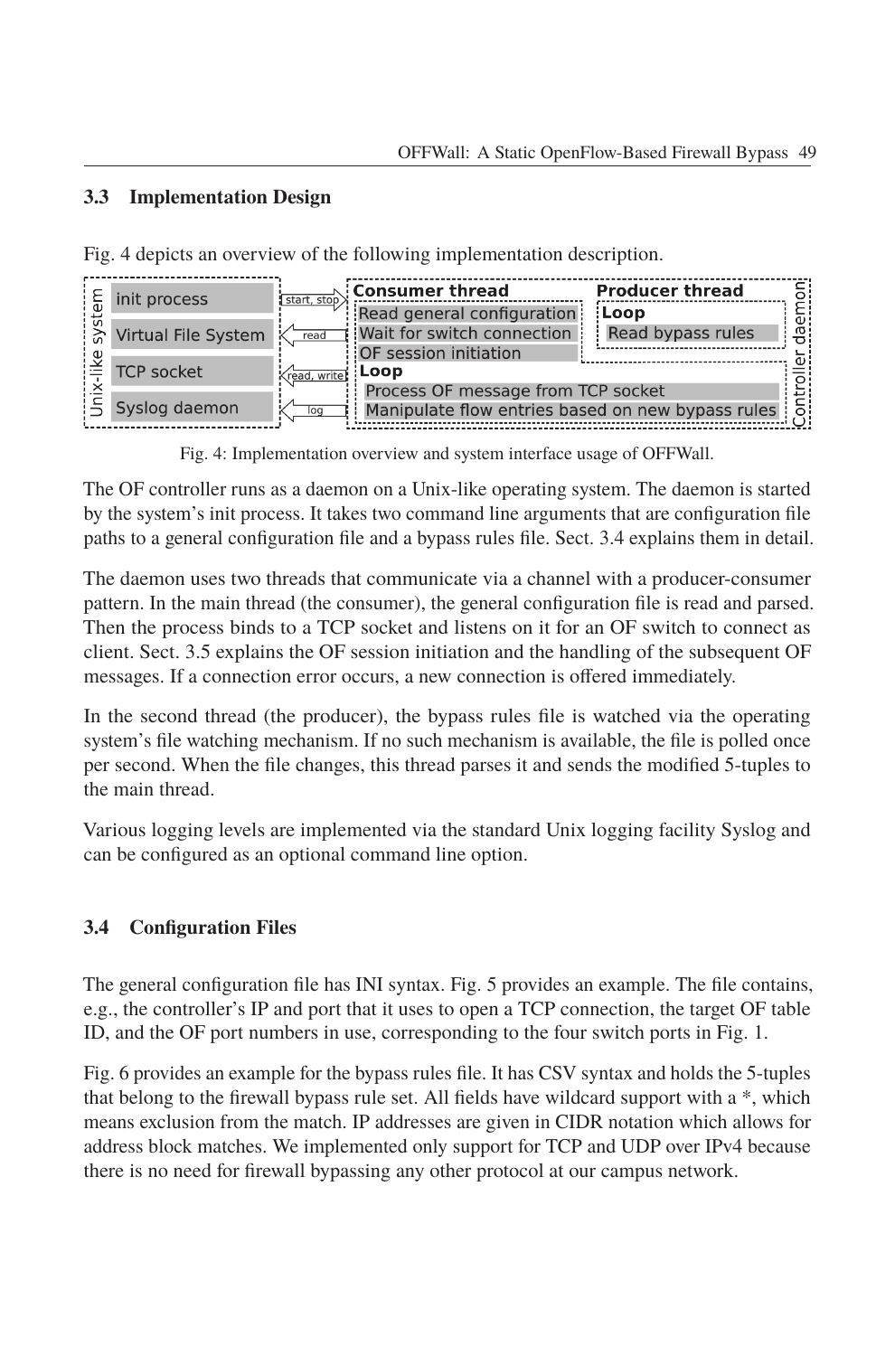### 3.3 Implementation Design

Fig. 4 depicts an overview of the following implementation description.

Fig. 4: Implementation overview and system interface usage of OFFWall.

The OF controller runs as a daemon on a Unix-like operating system. The daemon is started by the system's init process. It takes two command line arguments that are configuration file paths to a general configuration file and a bypass rules file. Sect. 3.4 explains them in detail.

The daemon uses two threads that communicate via a channel with a producer-consumer pattern. In the main thread (the consumer), the general configuration file is read and parsed. Then the process binds to a TCP socket and listens on it for an OF switch to connect as client. Sect. 3.5 explains the OF session initiation and the handling of the subsequent OF messages. If a connection error occurs, a new connection is offered immediately.

In the second thread (the producer), the bypass rules file is watched via the operating system's file watching mechanism. If no such mechanism is available, the file is polled once per second. When the file changes, this thread parses it and sends the modified 5-tuples to the main thread.

Various logging levels are implemented via the standard Unix logging facility Syslog and can be configured as an optional command line option.

### 3.4 Configuration Files

The general configuration file has INI syntax. Fig. 5 provides an example. The file contains, e.g., the controller's IP and port that it uses to open a TCP connection, the target OF table ID, and the OF port numbers in use, corresponding to the four switch ports in Fig. 1.

Fig. 6 provides an example for the bypass rules file. It has CSV syntax and holds the 5-tuples that belong to the firewall bypass rule set. All fields have wildcard support with a *, which means exclusion from the match. IP addresses are given in CIDR notation which allows for address block matches. We implemented only support for TCP and UDP over IPv4 because there is no need for firewall bypassing any other protocol at our campus network.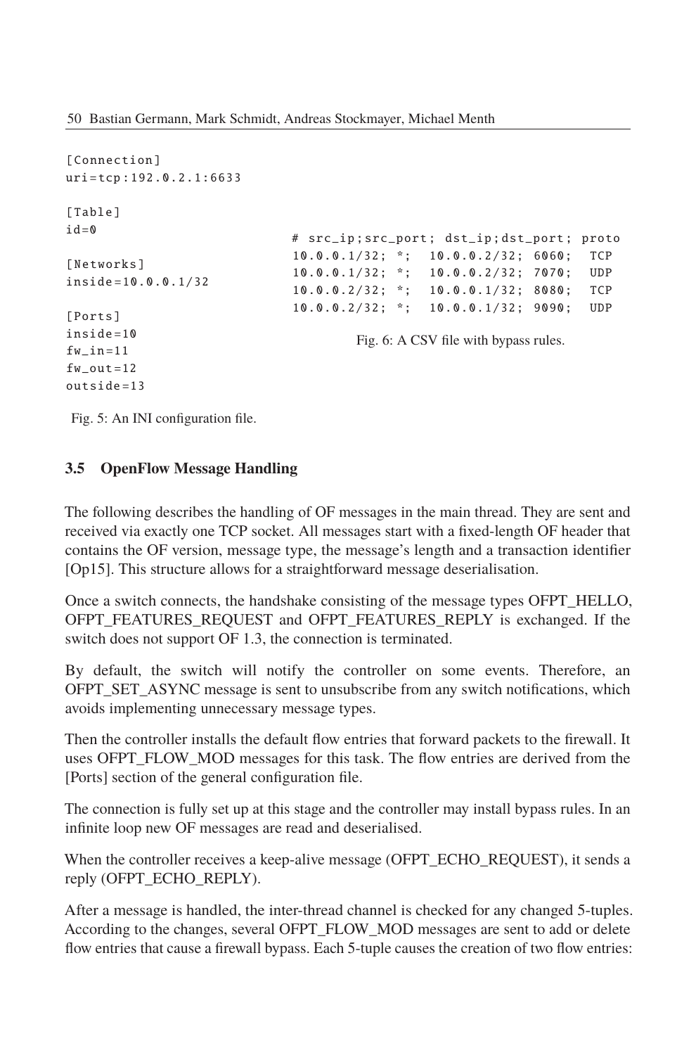```
[Connection]
uri=tcp:192.0.2.1:6633

[Table]
id=0

[Networks]
inside=10.0.0.1/32

[Ports]
inside=10
fw_in=11
fw_out=12
outside=13
```

Fig. 5: An INI configuration file.

```
# src_ip;src_port; dst_ip;dst_port; proto
10.0.0.1/32; *;  10.0.0.2/32; 6060;  TCP
10.0.0.1/32; *;  10.0.0.2/32; 7070;  UDP
10.0.0.2/32; *;  10.0.0.1/32; 8080;  TCP
10.0.0.2/32; *;  10.0.0.1/32; 9090;  UDP
```

Fig. 6: A CSV file with bypass rules.

### 3.5 OpenFlow Message Handling

The following describes the handling of OF messages in the main thread. They are sent and received via exactly one TCP socket. All messages start with a fixed-length OF header that contains the OF version, message type, the message's length and a transaction identifier [Op15]. This structure allows for a straightforward message deserialisation.

Once a switch connects, the handshake consisting of the message types OFPT_HELLO, OFPT_FEATURES_REQUEST and OFPT_FEATURES_REPLY is exchanged. If the switch does not support OF 1.3, the connection is terminated.

By default, the switch will notify the controller on some events. Therefore, an OFPT_SET_ASYNC message is sent to unsubscribe from any switch notifications, which avoids implementing unnecessary message types.

Then the controller installs the default flow entries that forward packets to the firewall. It uses OFPT_FLOW_MOD messages for this task. The flow entries are derived from the [Ports] section of the general configuration file.

The connection is fully set up at this stage and the controller may install bypass rules. In an infinite loop new OF messages are read and deserialised.

When the controller receives a keep-alive message (OFPT_ECHO_REQUEST), it sends a reply (OFPT_ECHO_REPLY).

After a message is handled, the inter-thread channel is checked for any changed 5-tuples. According to the changes, several OFPT_FLOW_MOD messages are sent to add or delete flow entries that cause a firewall bypass. Each 5-tuple causes the creation of two flow entries: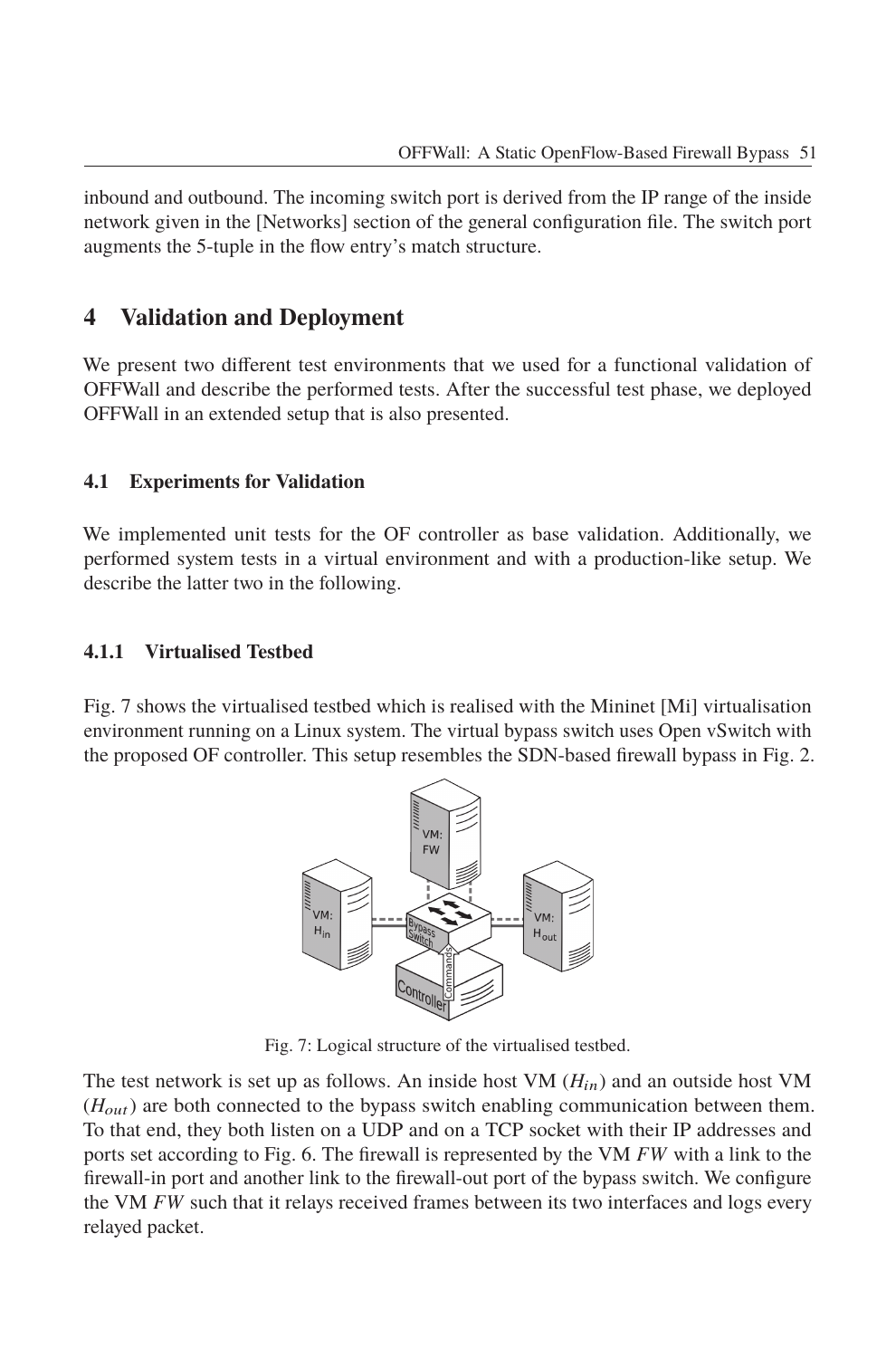inbound and outbound. The incoming switch port is derived from the IP range of the inside network given in the [Networks] section of the general configuration file. The switch port augments the 5-tuple in the flow entry's match structure.

## 4 Validation and Deployment

We present two different test environments that we used for a functional validation of OFFWall and describe the performed tests. After the successful test phase, we deployed OFFWall in an extended setup that is also presented.

### 4.1 Experiments for Validation

We implemented unit tests for the OF controller as base validation. Additionally, we performed system tests in a virtual environment and with a production-like setup. We describe the latter two in the following.

#### 4.1.1 Virtualised Testbed

Fig. 7 shows the virtualised testbed which is realised with the Mininet [Mi] virtualisation environment running on a Linux system. The virtual bypass switch uses Open vSwitch with the proposed OF controller. This setup resembles the SDN-based firewall bypass in Fig. 2.

Fig. 7: Logical structure of the virtualised testbed.

The test network is set up as follows. An inside host VM ($H_{in}$) and an outside host VM ($H_{out}$) are both connected to the bypass switch enabling communication between them. To that end, they both listen on a UDP and on a TCP socket with their IP addresses and ports set according to Fig. 6. The firewall is represented by the VM *FW* with a link to the firewall-in port and another link to the firewall-out port of the bypass switch. We configure the VM *FW* such that it relays received frames between its two interfaces and logs every relayed packet.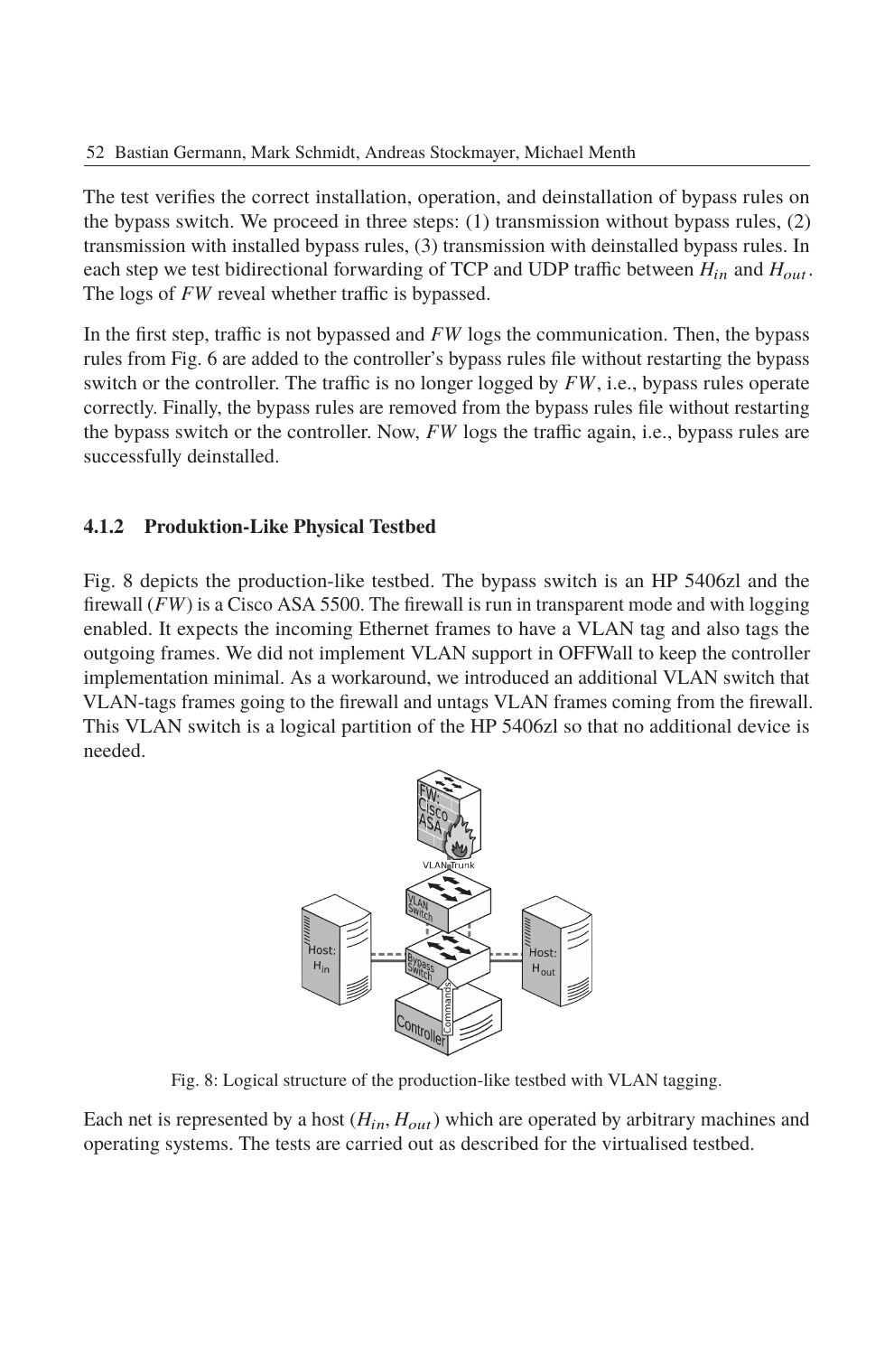The test verifies the correct installation, operation, and deinstallation of bypass rules on the bypass switch. We proceed in three steps: (1) transmission without bypass rules, (2) transmission with installed bypass rules, (3) transmission with deinstalled bypass rules. In each step we test bidirectional forwarding of TCP and UDP traffic between $H_{in}$ and $H_{out}$. The logs of $FW$ reveal whether traffic is bypassed.

In the first step, traffic is not bypassed and $FW$ logs the communication. Then, the bypass rules from Fig. 6 are added to the controller's bypass rules file without restarting the bypass switch or the controller. The traffic is no longer logged by $FW$, i.e., bypass rules operate correctly. Finally, the bypass rules are removed from the bypass rules file without restarting the bypass switch or the controller. Now, $FW$ logs the traffic again, i.e., bypass rules are successfully deinstalled.

#### 4.1.2 Produktion-Like Physical Testbed

Fig. 8 depicts the production-like testbed. The bypass switch is an HP 5406zl and the firewall ($FW$) is a Cisco ASA 5500. The firewall is run in transparent mode and with logging enabled. It expects the incoming Ethernet frames to have a VLAN tag and also tags the outgoing frames. We did not implement VLAN support in OFFWall to keep the controller implementation minimal. As a workaround, we introduced an additional VLAN switch that VLAN-tags frames going to the firewall and untags VLAN frames coming from the firewall. This VLAN switch is a logical partition of the HP 5406zl so that no additional device is needed.

Fig. 8: Logical structure of the production-like testbed with VLAN tagging.

Each net is represented by a host ($H_{in}$, $H_{out}$) which are operated by arbitrary machines and operating systems. The tests are carried out as described for the virtualised testbed.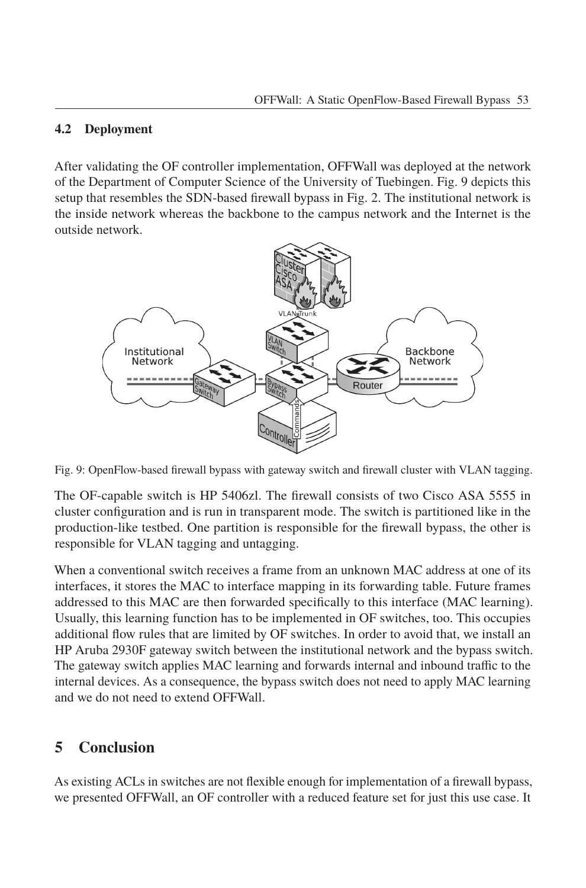### 4.2 Deployment

After validating the OF controller implementation, OFFWall was deployed at the network of the Department of Computer Science of the University of Tuebingen. Fig. 9 depicts this setup that resembles the SDN-based firewall bypass in Fig. 2. The institutional network is the inside network whereas the backbone to the campus network and the Internet is the outside network.

Fig. 9: OpenFlow-based firewall bypass with gateway switch and firewall cluster with VLAN tagging.

The OF-capable switch is HP 5406zl. The firewall consists of two Cisco ASA 5555 in cluster configuration and is run in transparent mode. The switch is partitioned like in the production-like testbed. One partition is responsible for the firewall bypass, the other is responsible for VLAN tagging and untagging.

When a conventional switch receives a frame from an unknown MAC address at one of its interfaces, it stores the MAC to interface mapping in its forwarding table. Future frames addressed to this MAC are then forwarded specifically to this interface (MAC learning). Usually, this learning function has to be implemented in OF switches, too. This occupies additional flow rules that are limited by OF switches. In order to avoid that, we install an HP Aruba 2930F gateway switch between the institutional network and the bypass switch. The gateway switch applies MAC learning and forwards internal and inbound traffic to the internal devices. As a consequence, the bypass switch does not need to apply MAC learning and we do not need to extend OFFWall.

## 5 Conclusion

As existing ACLs in switches are not flexible enough for implementation of a firewall bypass, we presented OFFWall, an OF controller with a reduced feature set for just this use case. It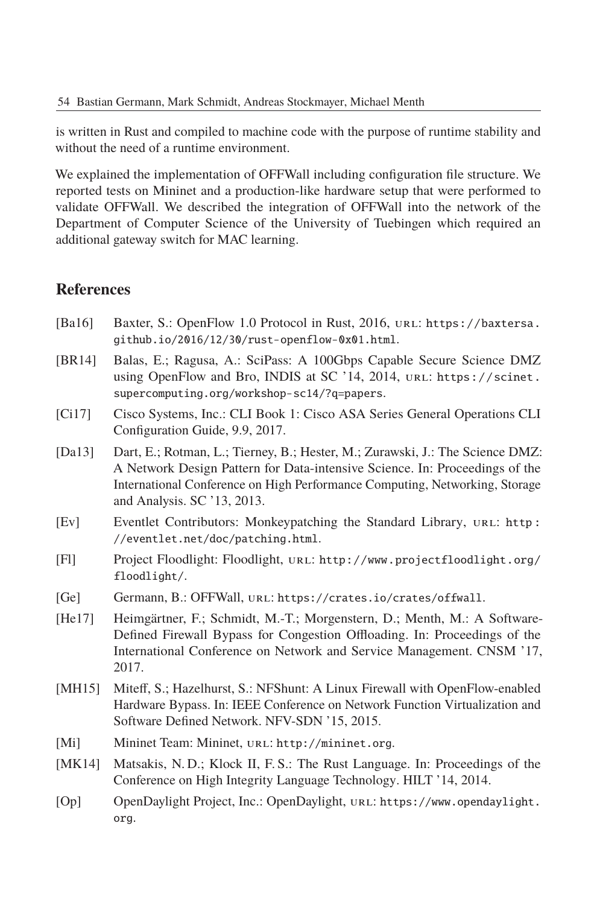is written in Rust and compiled to machine code with the purpose of runtime stability and without the need of a runtime environment.

We explained the implementation of OFFWall including configuration file structure. We reported tests on Mininet and a production-like hardware setup that were performed to validate OFFWall. We described the integration of OFFWall into the network of the Department of Computer Science of the University of Tuebingen which required an additional gateway switch for MAC learning.

## References

[Ba16] Baxter, S.: OpenFlow 1.0 Protocol in Rust, 2016, URL: https://baxtersa.github.io/2016/12/30/rust-openflow-0x01.html.

[BR14] Balas, E.; Ragusa, A.: SciPass: A 100Gbps Capable Secure Science DMZ using OpenFlow and Bro, INDIS at SC '14, 2014, URL: https://scinet.supercomputing.org/workshop-sc14/?q=papers.

[Ci17] Cisco Systems, Inc.: CLI Book 1: Cisco ASA Series General Operations CLI Configuration Guide, 9.9, 2017.

[Da13] Dart, E.; Rotman, L.; Tierney, B.; Hester, M.; Zurawski, J.: The Science DMZ: A Network Design Pattern for Data-intensive Science. In: Proceedings of the International Conference on High Performance Computing, Networking, Storage and Analysis. SC '13, 2013.

[Ev] Eventlet Contributors: Monkeypatching the Standard Library, URL: http://eventlet.net/doc/patching.html.

[Fl] Project Floodlight: Floodlight, URL: http://www.projectfloodlight.org/floodlight/.

[Ge] Germann, B.: OFFWall, URL: https://crates.io/crates/offwall.

[He17] Heimgärtner, F.; Schmidt, M.-T.; Morgenstern, D.; Menth, M.: A Software-Defined Firewall Bypass for Congestion Offloading. In: Proceedings of the International Conference on Network and Service Management. CNSM '17, 2017.

[MH15] Miteff, S.; Hazelhurst, S.: NFShunt: A Linux Firewall with OpenFlow-enabled Hardware Bypass. In: IEEE Conference on Network Function Virtualization and Software Defined Network. NFV-SDN '15, 2015.

[Mi] Mininet Team: Mininet, URL: http://mininet.org.

[MK14] Matsakis, N. D.; Klock II, F. S.: The Rust Language. In: Proceedings of the Conference on High Integrity Language Technology. HILT '14, 2014.

[Op] OpenDaylight Project, Inc.: OpenDaylight, URL: https://www.opendaylight.org.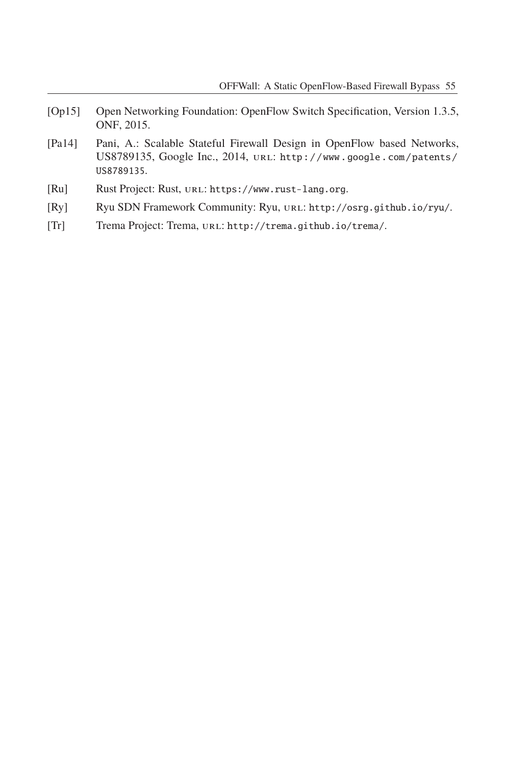[Op15] Open Networking Foundation: OpenFlow Switch Specification, Version 1.3.5, ONF, 2015.

[Pa14] Pani, A.: Scalable Stateful Firewall Design in OpenFlow based Networks, US8789135, Google Inc., 2014, URL: http://www.google.com/patents/US8789135.

[Ru] Rust Project: Rust, URL: https://www.rust-lang.org.

[Ry] Ryu SDN Framework Community: Ryu, URL: http://osrg.github.io/ryu/.

[Tr] Trema Project: Trema, URL: http://trema.github.io/trema/.